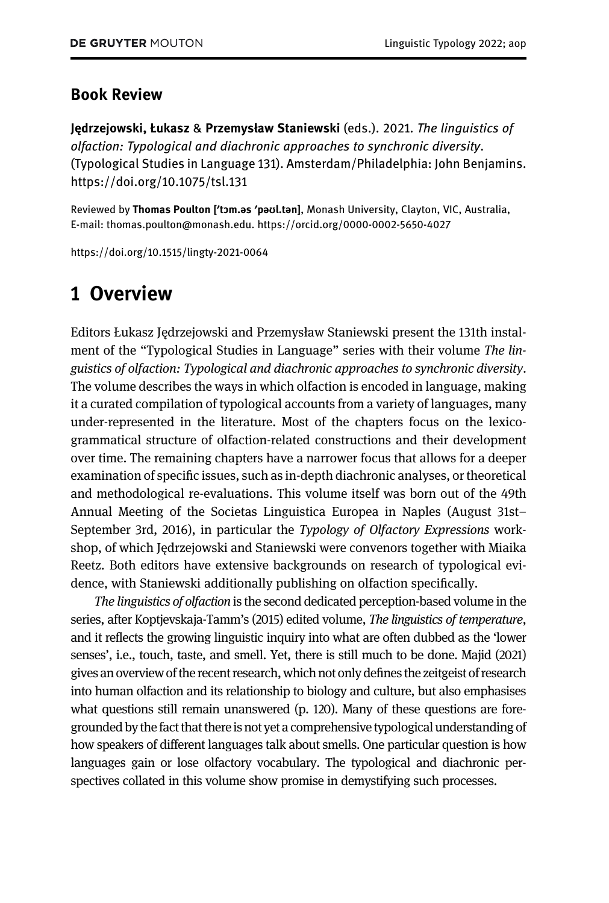## Book Review

**Jędrzejowski, Łukasz** & **Przemysław Staniewski** (eds.). 2021. *The linguistics of olfaction: Typological and diachronic approaches to synchronic diversity*. (Typological Studies in Language 131). Amsterdam/Philadelphia: John Benjamins. https://doi.org/10.1075/tsl.131

Reviewed by **Thomas Poulton [ˈtɔm.əs ˈpəʊl.tən]**, Monash University, Clayton, VIC, Australia, E-mail: thomas.poulton@monash.edu. https://orcid.org/0000-0002-5650-4027

https://doi.org/10.1515/lingty-2021-0064

# 1 Overview

Editors Łukasz Jędrzejowski and Przemysław Staniewski present the 131th instalment of the "Typological Studies in Language" series with their volume *The linguistics of olfaction: Typological and diachronic approaches to synchronic diversity*. The volume describes the ways in which olfaction is encoded in language, making it a curated compilation of typological accounts from a variety of languages, many under-represented in the literature. Most of the chapters focus on the lexico-grammatical structure of olfaction-related constructions and their development over time. The remaining chapters have a narrower focus that allows for a deeper examination of specific issues, such as in-depth diachronic analyses, or theoretical and methodological re-evaluations. This volume itself was born out of the 49th Annual Meeting of the Societas Linguistica Europea in Naples (August 31st–September 3rd, 2016), in particular the *Typology of Olfactory Expressions* workshop, of which Jędrzejowski and Staniewski were convenors together with Miaika Reetz. Both editors have extensive backgrounds on research of typological evidence, with Staniewski additionally publishing on olfaction specifically.

*The linguistics of olfaction* is the second dedicated perception-based volume in the series, after Koptjevskaja-Tamm's (2015) edited volume, *The linguistics of temperature*, and it reflects the growing linguistic inquiry into what are often dubbed as the 'lower senses', i.e., touch, taste, and smell. Yet, there is still much to be done. Majid (2021) gives an overview of the recent research, which not only defines the zeitgeist of research into human olfaction and its relationship to biology and culture, but also emphasises what questions still remain unanswered (p. 120). Many of these questions are foregrounded by the fact that there is not yet a comprehensive typological understanding of how speakers of different languages talk about smells. One particular question is how languages gain or lose olfactory vocabulary. The typological and diachronic perspectives collated in this volume show promise in demystifying such processes.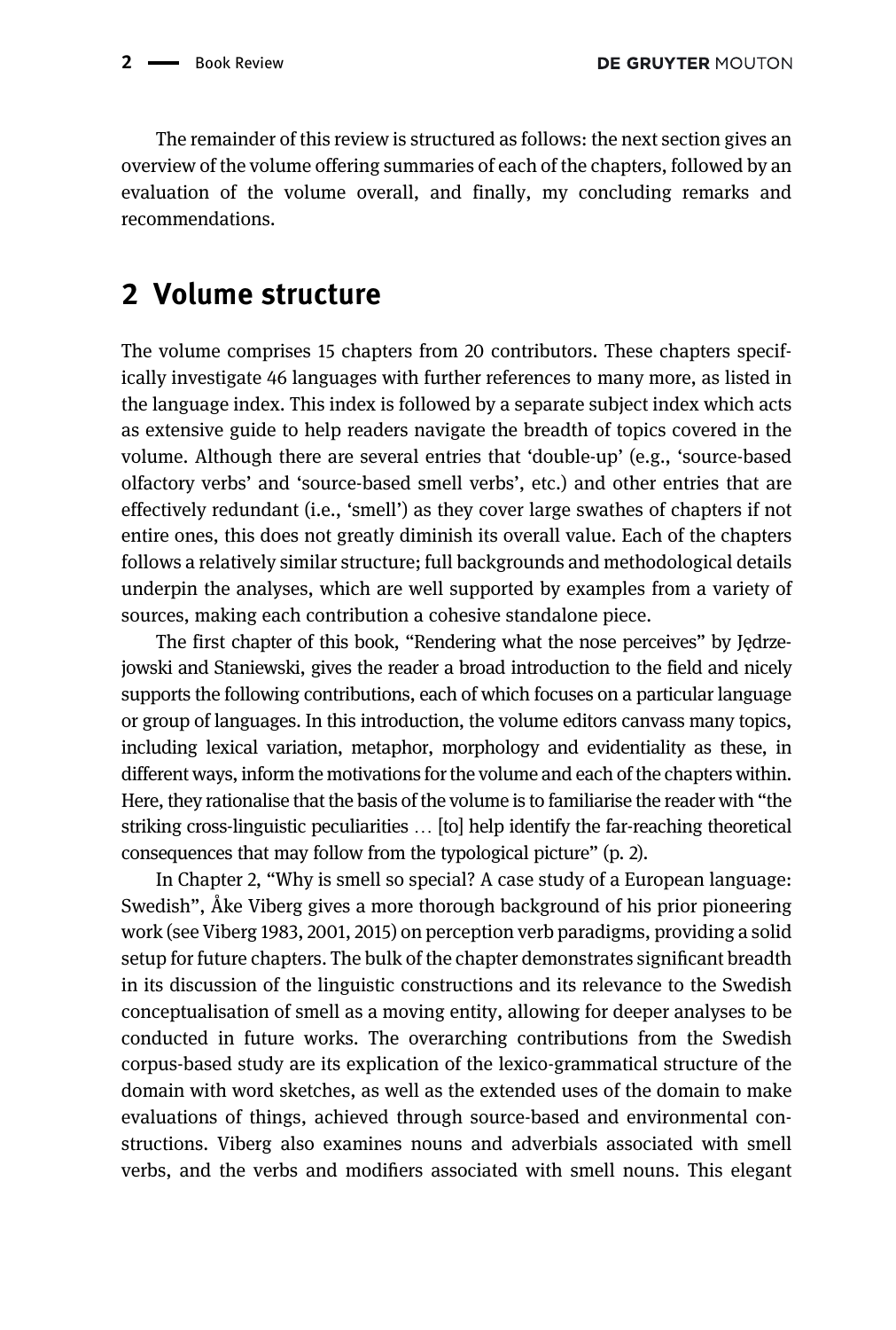The remainder of this review is structured as follows: the next section gives an overview of the volume offering summaries of each of the chapters, followed by an evaluation of the volume overall, and finally, my concluding remarks and recommendations.

## 2 Volume structure

The volume comprises 15 chapters from 20 contributors. These chapters specifically investigate 46 languages with further references to many more, as listed in the language index. This index is followed by a separate subject index which acts as extensive guide to help readers navigate the breadth of topics covered in the volume. Although there are several entries that 'double-up' (e.g., 'source-based olfactory verbs' and 'source-based smell verbs', etc.) and other entries that are effectively redundant (i.e., 'smell') as they cover large swathes of chapters if not entire ones, this does not greatly diminish its overall value. Each of the chapters follows a relatively similar structure; full backgrounds and methodological details underpin the analyses, which are well supported by examples from a variety of sources, making each contribution a cohesive standalone piece.

The first chapter of this book, "Rendering what the nose perceives" by Jędrzejowski and Staniewski, gives the reader a broad introduction to the field and nicely supports the following contributions, each of which focuses on a particular language or group of languages. In this introduction, the volume editors canvass many topics, including lexical variation, metaphor, morphology and evidentiality as these, in different ways, inform the motivations for the volume and each of the chapters within. Here, they rationalise that the basis of the volume is to familiarise the reader with "the striking cross-linguistic peculiarities … [to] help identify the far-reaching theoretical consequences that may follow from the typological picture" (p. 2).

In Chapter 2, "Why is smell so special? A case study of a European language: Swedish", Åke Viberg gives a more thorough background of his prior pioneering work (see Viberg 1983, 2001, 2015) on perception verb paradigms, providing a solid setup for future chapters. The bulk of the chapter demonstrates significant breadth in its discussion of the linguistic constructions and its relevance to the Swedish conceptualisation of smell as a moving entity, allowing for deeper analyses to be conducted in future works. The overarching contributions from the Swedish corpus-based study are its explication of the lexico-grammatical structure of the domain with word sketches, as well as the extended uses of the domain to make evaluations of things, achieved through source-based and environmental constructions. Viberg also examines nouns and adverbials associated with smell verbs, and the verbs and modifiers associated with smell nouns. This elegant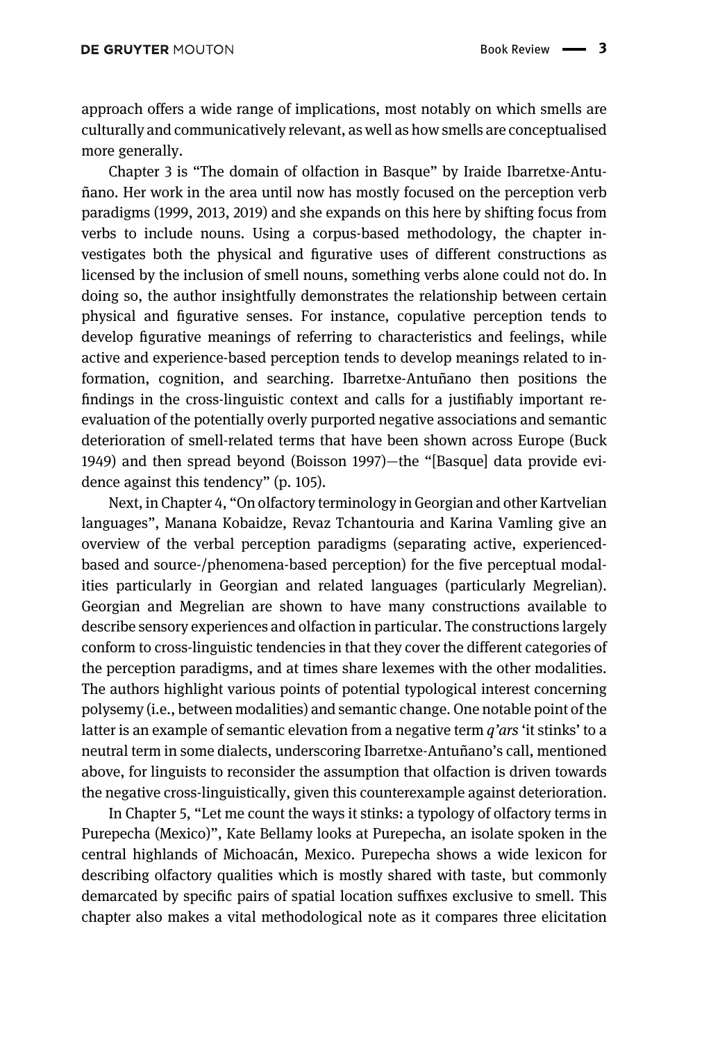approach offers a wide range of implications, most notably on which smells are culturally and communicatively relevant, as well as how smells are conceptualised more generally.

Chapter 3 is "The domain of olfaction in Basque" by Iraide Ibarretxe-Antuñano. Her work in the area until now has mostly focused on the perception verb paradigms (1999, 2013, 2019) and she expands on this here by shifting focus from verbs to include nouns. Using a corpus-based methodology, the chapter investigates both the physical and figurative uses of different constructions as licensed by the inclusion of smell nouns, something verbs alone could not do. In doing so, the author insightfully demonstrates the relationship between certain physical and figurative senses. For instance, copulative perception tends to develop figurative meanings of referring to characteristics and feelings, while active and experience-based perception tends to develop meanings related to information, cognition, and searching. Ibarretxe-Antuñano then positions the findings in the cross-linguistic context and calls for a justifiably important reevaluation of the potentially overly purported negative associations and semantic deterioration of smell-related terms that have been shown across Europe (Buck 1949) and then spread beyond (Boisson 1997)—the "[Basque] data provide evidence against this tendency" (p. 105).

Next, in Chapter 4, "On olfactory terminology in Georgian and other Kartvelian languages", Manana Kobaidze, Revaz Tchantouria and Karina Vamling give an overview of the verbal perception paradigms (separating active, experienced-based and source-/phenomena-based perception) for the five perceptual modalities particularly in Georgian and related languages (particularly Megrelian). Georgian and Megrelian are shown to have many constructions available to describe sensory experiences and olfaction in particular. The constructions largely conform to cross-linguistic tendencies in that they cover the different categories of the perception paradigms, and at times share lexemes with the other modalities. The authors highlight various points of potential typological interest concerning polysemy (i.e., between modalities) and semantic change. One notable point of the latter is an example of semantic elevation from a negative term *q'ars* 'it stinks' to a neutral term in some dialects, underscoring Ibarretxe-Antuñano's call, mentioned above, for linguists to reconsider the assumption that olfaction is driven towards the negative cross-linguistically, given this counterexample against deterioration.

In Chapter 5, "Let me count the ways it stinks: a typology of olfactory terms in Purepecha (Mexico)", Kate Bellamy looks at Purepecha, an isolate spoken in the central highlands of Michoacán, Mexico. Purepecha shows a wide lexicon for describing olfactory qualities which is mostly shared with taste, but commonly demarcated by specific pairs of spatial location suffixes exclusive to smell. This chapter also makes a vital methodological note as it compares three elicitation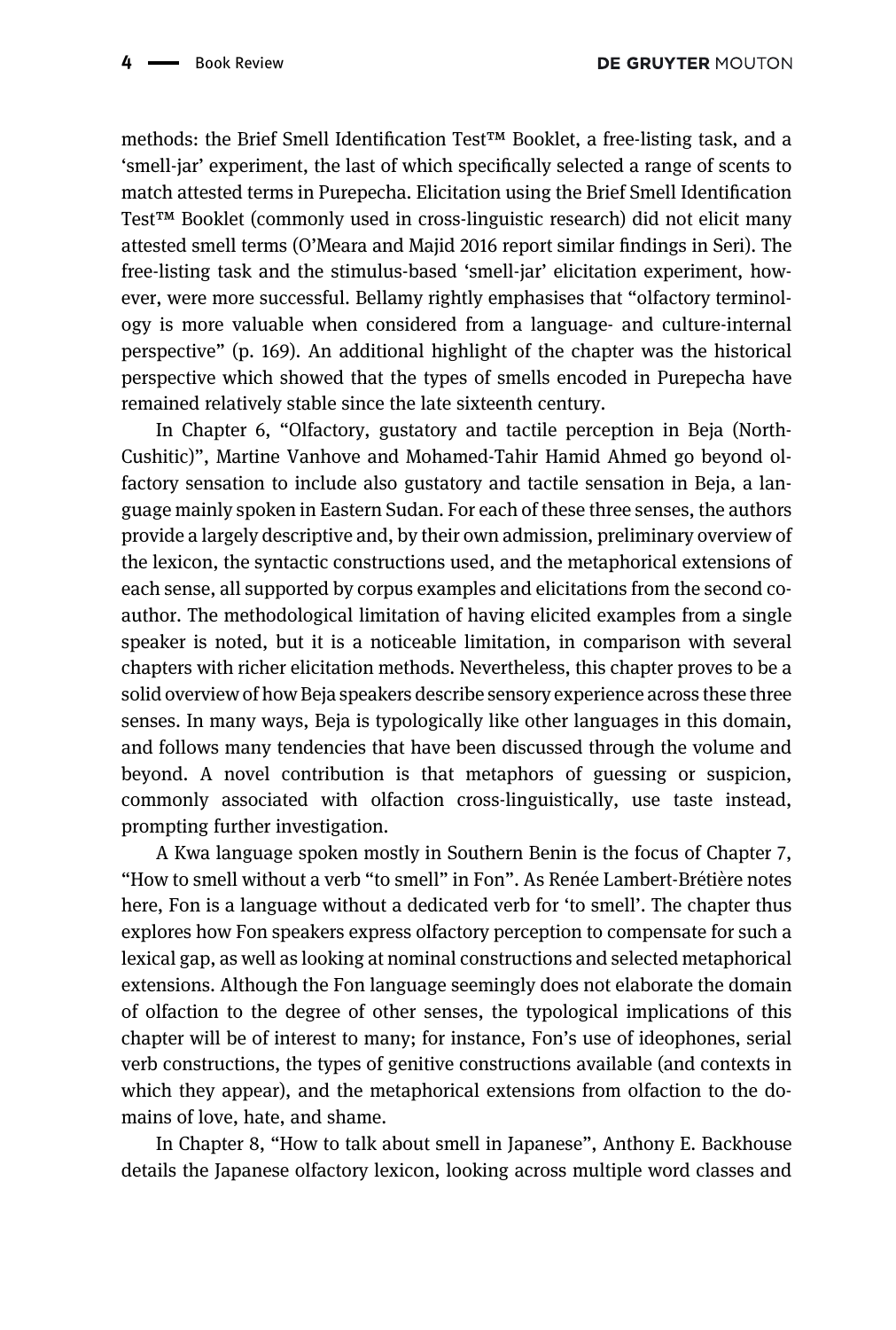methods: the Brief Smell Identification Test™ Booklet, a free-listing task, and a 'smell-jar' experiment, the last of which specifically selected a range of scents to match attested terms in Purepecha. Elicitation using the Brief Smell Identification Test™ Booklet (commonly used in cross-linguistic research) did not elicit many attested smell terms (O'Meara and Majid 2016 report similar findings in Seri). The free-listing task and the stimulus-based 'smell-jar' elicitation experiment, however, were more successful. Bellamy rightly emphasises that "olfactory terminology is more valuable when considered from a language- and culture-internal perspective" (p. 169). An additional highlight of the chapter was the historical perspective which showed that the types of smells encoded in Purepecha have remained relatively stable since the late sixteenth century.

In Chapter 6, "Olfactory, gustatory and tactile perception in Beja (North-Cushitic)", Martine Vanhove and Mohamed-Tahir Hamid Ahmed go beyond olfactory sensation to include also gustatory and tactile sensation in Beja, a language mainly spoken in Eastern Sudan. For each of these three senses, the authors provide a largely descriptive and, by their own admission, preliminary overview of the lexicon, the syntactic constructions used, and the metaphorical extensions of each sense, all supported by corpus examples and elicitations from the second co-author. The methodological limitation of having elicited examples from a single speaker is noted, but it is a noticeable limitation, in comparison with several chapters with richer elicitation methods. Nevertheless, this chapter proves to be a solid overview of how Beja speakers describe sensory experience across these three senses. In many ways, Beja is typologically like other languages in this domain, and follows many tendencies that have been discussed through the volume and beyond. A novel contribution is that metaphors of guessing or suspicion, commonly associated with olfaction cross-linguistically, use taste instead, prompting further investigation.

A Kwa language spoken mostly in Southern Benin is the focus of Chapter 7, "How to smell without a verb "to smell" in Fon". As Renée Lambert-Brétière notes here, Fon is a language without a dedicated verb for 'to smell'. The chapter thus explores how Fon speakers express olfactory perception to compensate for such a lexical gap, as well as looking at nominal constructions and selected metaphorical extensions. Although the Fon language seemingly does not elaborate the domain of olfaction to the degree of other senses, the typological implications of this chapter will be of interest to many; for instance, Fon's use of ideophones, serial verb constructions, the types of genitive constructions available (and contexts in which they appear), and the metaphorical extensions from olfaction to the domains of love, hate, and shame.

In Chapter 8, "How to talk about smell in Japanese", Anthony E. Backhouse details the Japanese olfactory lexicon, looking across multiple word classes and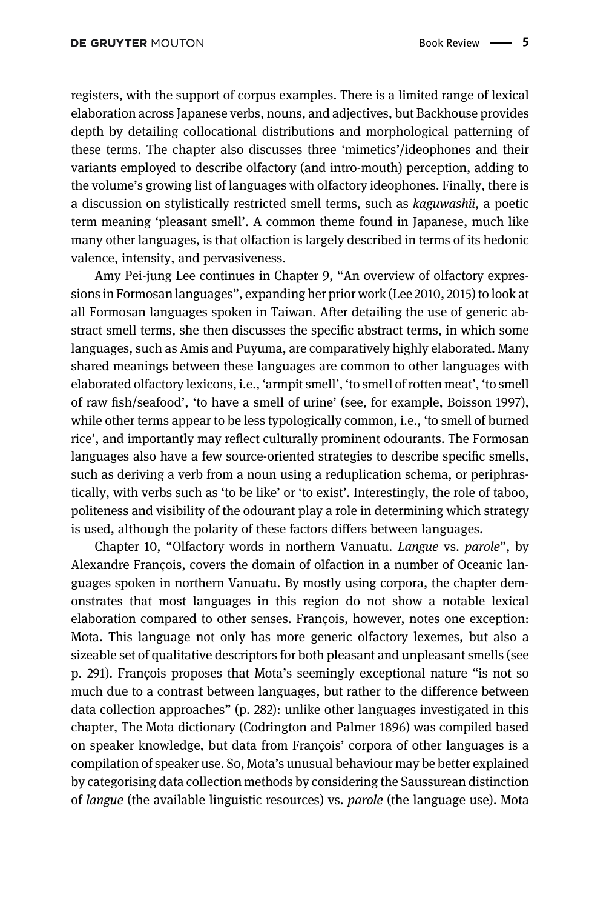registers, with the support of corpus examples. There is a limited range of lexical elaboration across Japanese verbs, nouns, and adjectives, but Backhouse provides depth by detailing collocational distributions and morphological patterning of these terms. The chapter also discusses three 'mimetics'/ideophones and their variants employed to describe olfactory (and intro-mouth) perception, adding to the volume's growing list of languages with olfactory ideophones. Finally, there is a discussion on stylistically restricted smell terms, such as *kaguwashii*, a poetic term meaning 'pleasant smell'. A common theme found in Japanese, much like many other languages, is that olfaction is largely described in terms of its hedonic valence, intensity, and pervasiveness.

Amy Pei-jung Lee continues in Chapter 9, "An overview of olfactory expressions in Formosan languages", expanding her prior work (Lee 2010, 2015) to look at all Formosan languages spoken in Taiwan. After detailing the use of generic abstract smell terms, she then discusses the specific abstract terms, in which some languages, such as Amis and Puyuma, are comparatively highly elaborated. Many shared meanings between these languages are common to other languages with elaborated olfactory lexicons, i.e., 'armpit smell', 'to smell of rotten meat', 'to smell of raw fish/seafood', 'to have a smell of urine' (see, for example, Boisson 1997), while other terms appear to be less typologically common, i.e., 'to smell of burned rice', and importantly may reflect culturally prominent odourants. The Formosan languages also have a few source-oriented strategies to describe specific smells, such as deriving a verb from a noun using a reduplication schema, or periphrastically, with verbs such as 'to be like' or 'to exist'. Interestingly, the role of taboo, politeness and visibility of the odourant play a role in determining which strategy is used, although the polarity of these factors differs between languages.

Chapter 10, "Olfactory words in northern Vanuatu. *Langue* vs. *parole*", by Alexandre François, covers the domain of olfaction in a number of Oceanic languages spoken in northern Vanuatu. By mostly using corpora, the chapter demonstrates that most languages in this region do not show a notable lexical elaboration compared to other senses. François, however, notes one exception: Mota. This language not only has more generic olfactory lexemes, but also a sizeable set of qualitative descriptors for both pleasant and unpleasant smells (see p. 291). François proposes that Mota's seemingly exceptional nature "is not so much due to a contrast between languages, but rather to the difference between data collection approaches" (p. 282): unlike other languages investigated in this chapter, The Mota dictionary (Codrington and Palmer 1896) was compiled based on speaker knowledge, but data from François' corpora of other languages is a compilation of speaker use. So, Mota's unusual behaviour may be better explained by categorising data collection methods by considering the Saussurean distinction of *langue* (the available linguistic resources) vs. *parole* (the language use). Mota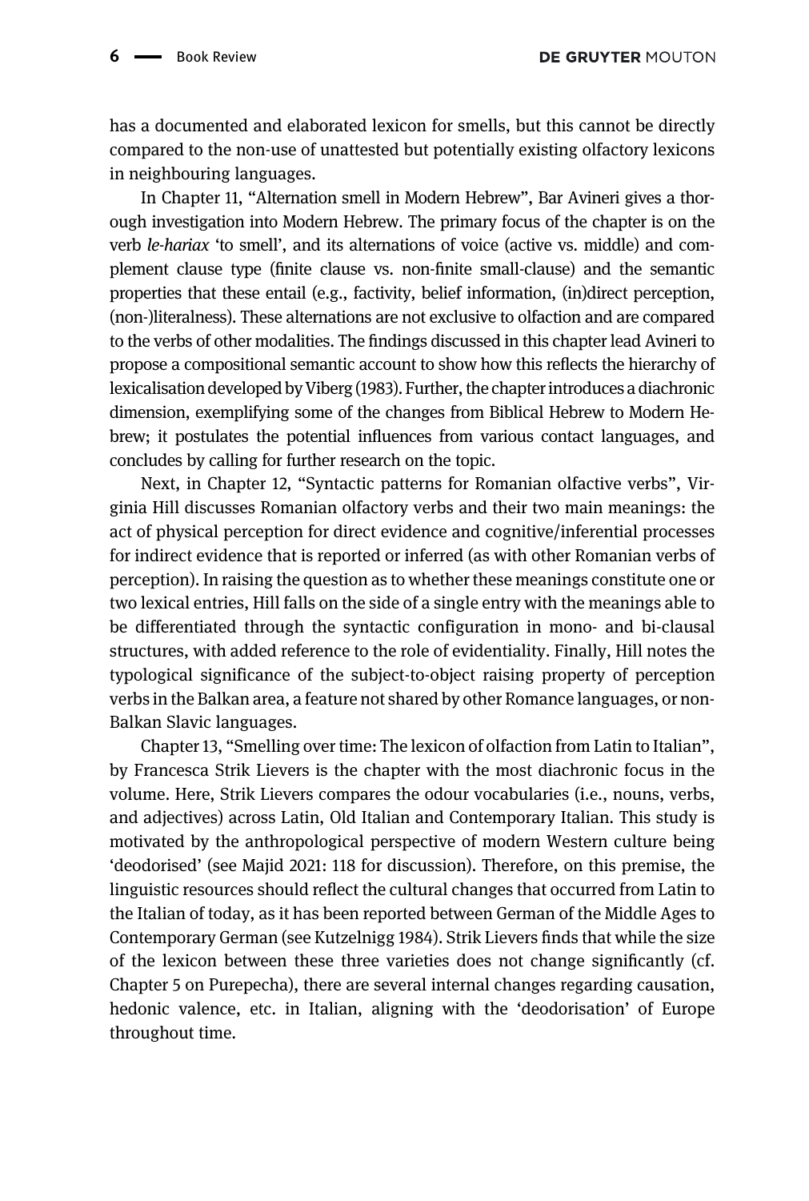has a documented and elaborated lexicon for smells, but this cannot be directly compared to the non-use of unattested but potentially existing olfactory lexicons in neighbouring languages.

In Chapter 11, "Alternation smell in Modern Hebrew", Bar Avineri gives a thorough investigation into Modern Hebrew. The primary focus of the chapter is on the verb *le-hariax* 'to smell', and its alternations of voice (active vs. middle) and complement clause type (finite clause vs. non-finite small-clause) and the semantic properties that these entail (e.g., factivity, belief information, (in)direct perception, (non-)literalness). These alternations are not exclusive to olfaction and are compared to the verbs of other modalities. The findings discussed in this chapter lead Avineri to propose a compositional semantic account to show how this reflects the hierarchy of lexicalisation developed by Viberg (1983). Further, the chapter introduces a diachronic dimension, exemplifying some of the changes from Biblical Hebrew to Modern Hebrew; it postulates the potential influences from various contact languages, and concludes by calling for further research on the topic.

Next, in Chapter 12, "Syntactic patterns for Romanian olfactive verbs", Virginia Hill discusses Romanian olfactory verbs and their two main meanings: the act of physical perception for direct evidence and cognitive/inferential processes for indirect evidence that is reported or inferred (as with other Romanian verbs of perception). In raising the question as to whether these meanings constitute one or two lexical entries, Hill falls on the side of a single entry with the meanings able to be differentiated through the syntactic configuration in mono- and bi-clausal structures, with added reference to the role of evidentiality. Finally, Hill notes the typological significance of the subject-to-object raising property of perception verbs in the Balkan area, a feature not shared by other Romance languages, or non-Balkan Slavic languages.

Chapter 13, "Smelling over time: The lexicon of olfaction from Latin to Italian", by Francesca Strik Lievers is the chapter with the most diachronic focus in the volume. Here, Strik Lievers compares the odour vocabularies (i.e., nouns, verbs, and adjectives) across Latin, Old Italian and Contemporary Italian. This study is motivated by the anthropological perspective of modern Western culture being 'deodorised' (see Majid 2021: 118 for discussion). Therefore, on this premise, the linguistic resources should reflect the cultural changes that occurred from Latin to the Italian of today, as it has been reported between German of the Middle Ages to Contemporary German (see Kutzelnigg 1984). Strik Lievers finds that while the size of the lexicon between these three varieties does not change significantly (cf. Chapter 5 on Purepecha), there are several internal changes regarding causation, hedonic valence, etc. in Italian, aligning with the 'deodorisation' of Europe throughout time.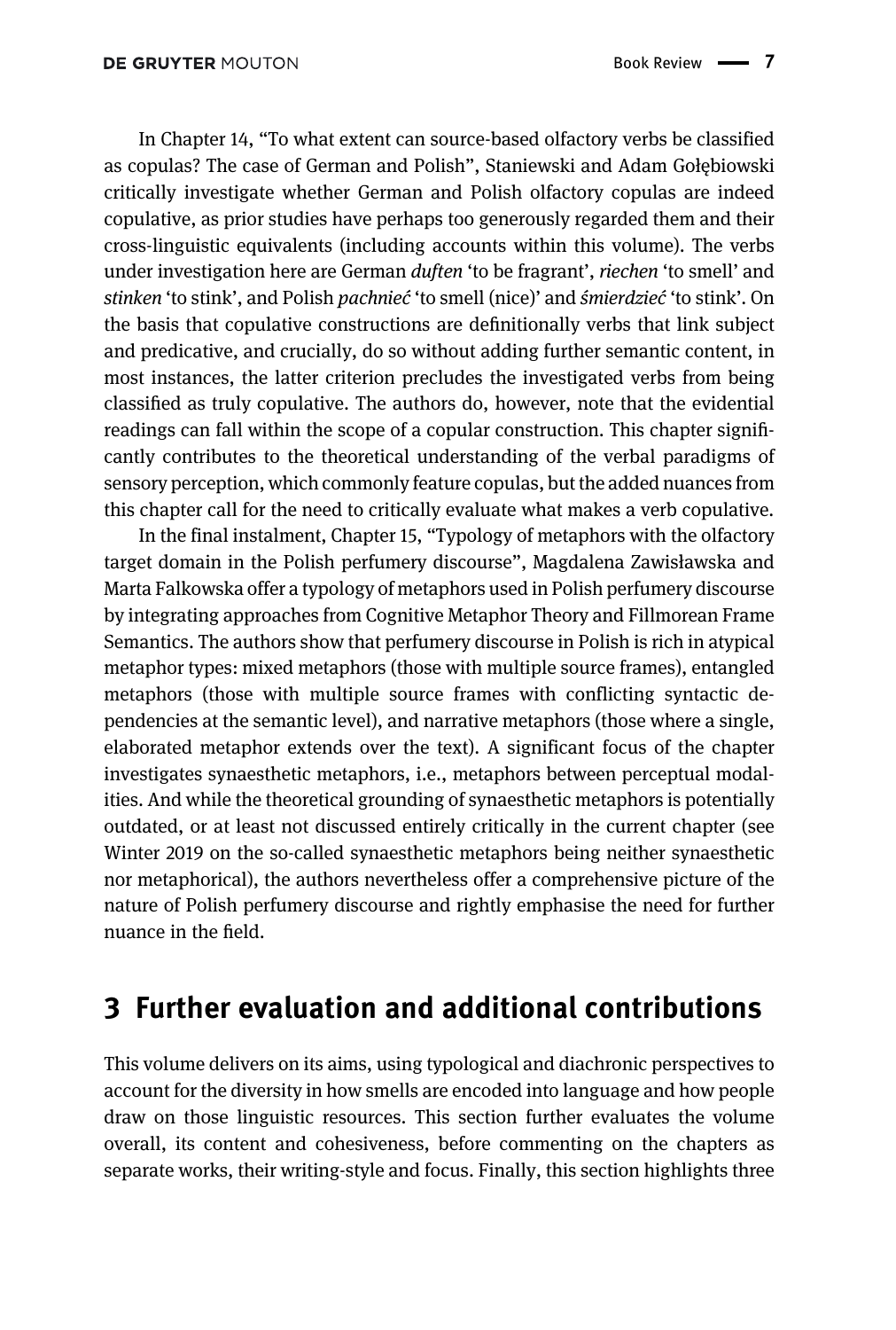In Chapter 14, "To what extent can source-based olfactory verbs be classified as copulas? The case of German and Polish", Staniewski and Adam Gołębiowski critically investigate whether German and Polish olfactory copulas are indeed copulative, as prior studies have perhaps too generously regarded them and their cross-linguistic equivalents (including accounts within this volume). The verbs under investigation here are German *duften* 'to be fragrant', *riechen* 'to smell' and *stinken* 'to stink', and Polish *pachnieć* 'to smell (nice)' and *śmierdzieć* 'to stink'. On the basis that copulative constructions are definitionally verbs that link subject and predicative, and crucially, do so without adding further semantic content, in most instances, the latter criterion precludes the investigated verbs from being classified as truly copulative. The authors do, however, note that the evidential readings can fall within the scope of a copular construction. This chapter significantly contributes to the theoretical understanding of the verbal paradigms of sensory perception, which commonly feature copulas, but the added nuances from this chapter call for the need to critically evaluate what makes a verb copulative.

In the final instalment, Chapter 15, "Typology of metaphors with the olfactory target domain in the Polish perfumery discourse", Magdalena Zawisławska and Marta Falkowska offer a typology of metaphors used in Polish perfumery discourse by integrating approaches from Cognitive Metaphor Theory and Fillmorean Frame Semantics. The authors show that perfumery discourse in Polish is rich in atypical metaphor types: mixed metaphors (those with multiple source frames), entangled metaphors (those with multiple source frames with conflicting syntactic dependencies at the semantic level), and narrative metaphors (those where a single, elaborated metaphor extends over the text). A significant focus of the chapter investigates synaesthetic metaphors, i.e., metaphors between perceptual modalities. And while the theoretical grounding of synaesthetic metaphors is potentially outdated, or at least not discussed entirely critically in the current chapter (see Winter 2019 on the so-called synaesthetic metaphors being neither synaesthetic nor metaphorical), the authors nevertheless offer a comprehensive picture of the nature of Polish perfumery discourse and rightly emphasise the need for further nuance in the field.

## 3 Further evaluation and additional contributions

This volume delivers on its aims, using typological and diachronic perspectives to account for the diversity in how smells are encoded into language and how people draw on those linguistic resources. This section further evaluates the volume overall, its content and cohesiveness, before commenting on the chapters as separate works, their writing-style and focus. Finally, this section highlights three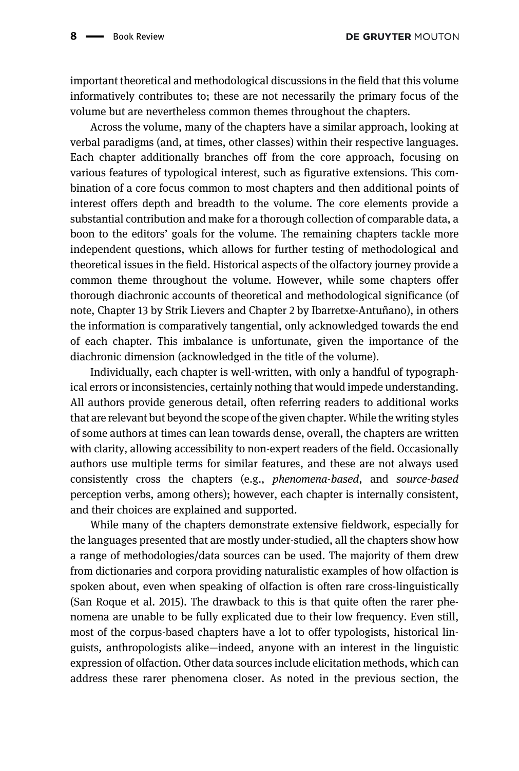important theoretical and methodological discussions in the field that this volume informatively contributes to; these are not necessarily the primary focus of the volume but are nevertheless common themes throughout the chapters.

Across the volume, many of the chapters have a similar approach, looking at verbal paradigms (and, at times, other classes) within their respective languages. Each chapter additionally branches off from the core approach, focusing on various features of typological interest, such as figurative extensions. This combination of a core focus common to most chapters and then additional points of interest offers depth and breadth to the volume. The core elements provide a substantial contribution and make for a thorough collection of comparable data, a boon to the editors' goals for the volume. The remaining chapters tackle more independent questions, which allows for further testing of methodological and theoretical issues in the field. Historical aspects of the olfactory journey provide a common theme throughout the volume. However, while some chapters offer thorough diachronic accounts of theoretical and methodological significance (of note, Chapter 13 by Strik Lievers and Chapter 2 by Ibarretxe-Antuñano), in others the information is comparatively tangential, only acknowledged towards the end of each chapter. This imbalance is unfortunate, given the importance of the diachronic dimension (acknowledged in the title of the volume).

Individually, each chapter is well-written, with only a handful of typographical errors or inconsistencies, certainly nothing that would impede understanding. All authors provide generous detail, often referring readers to additional works that are relevant but beyond the scope of the given chapter. While the writing styles of some authors at times can lean towards dense, overall, the chapters are written with clarity, allowing accessibility to non-expert readers of the field. Occasionally authors use multiple terms for similar features, and these are not always used consistently cross the chapters (e.g., *phenomena-based*, and *source-based* perception verbs, among others); however, each chapter is internally consistent, and their choices are explained and supported.

While many of the chapters demonstrate extensive fieldwork, especially for the languages presented that are mostly under-studied, all the chapters show how a range of methodologies/data sources can be used. The majority of them drew from dictionaries and corpora providing naturalistic examples of how olfaction is spoken about, even when speaking of olfaction is often rare cross-linguistically (San Roque et al. 2015). The drawback to this is that quite often the rarer phenomena are unable to be fully explicated due to their low frequency. Even still, most of the corpus-based chapters have a lot to offer typologists, historical linguists, anthropologists alike—indeed, anyone with an interest in the linguistic expression of olfaction. Other data sources include elicitation methods, which can address these rarer phenomena closer. As noted in the previous section, the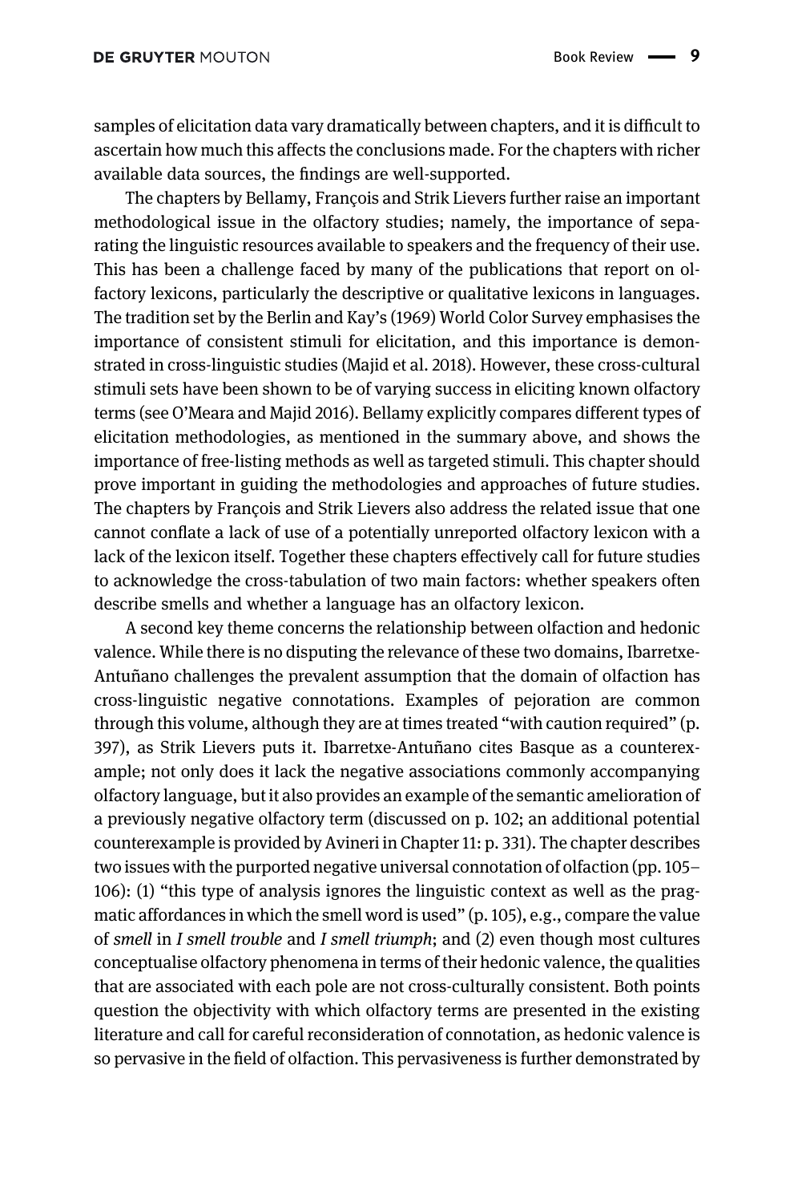samples of elicitation data vary dramatically between chapters, and it is difficult to ascertain how much this affects the conclusions made. For the chapters with richer available data sources, the findings are well-supported.

The chapters by Bellamy, François and Strik Lievers further raise an important methodological issue in the olfactory studies; namely, the importance of separating the linguistic resources available to speakers and the frequency of their use. This has been a challenge faced by many of the publications that report on olfactory lexicons, particularly the descriptive or qualitative lexicons in languages. The tradition set by the Berlin and Kay's (1969) World Color Survey emphasises the importance of consistent stimuli for elicitation, and this importance is demonstrated in cross-linguistic studies (Majid et al. 2018). However, these cross-cultural stimuli sets have been shown to be of varying success in eliciting known olfactory terms (see O'Meara and Majid 2016). Bellamy explicitly compares different types of elicitation methodologies, as mentioned in the summary above, and shows the importance of free-listing methods as well as targeted stimuli. This chapter should prove important in guiding the methodologies and approaches of future studies. The chapters by François and Strik Lievers also address the related issue that one cannot conflate a lack of use of a potentially unreported olfactory lexicon with a lack of the lexicon itself. Together these chapters effectively call for future studies to acknowledge the cross-tabulation of two main factors: whether speakers often describe smells and whether a language has an olfactory lexicon.

A second key theme concerns the relationship between olfaction and hedonic valence. While there is no disputing the relevance of these two domains, Ibarretxe-Antuñano challenges the prevalent assumption that the domain of olfaction has cross-linguistic negative connotations. Examples of pejoration are common through this volume, although they are at times treated "with caution required" (p. 397), as Strik Lievers puts it. Ibarretxe-Antuñano cites Basque as a counterexample; not only does it lack the negative associations commonly accompanying olfactory language, but it also provides an example of the semantic amelioration of a previously negative olfactory term (discussed on p. 102; an additional potential counterexample is provided by Avineri in Chapter 11: p. 331). The chapter describes two issues with the purported negative universal connotation of olfaction (pp. 105–106): (1) "this type of analysis ignores the linguistic context as well as the pragmatic affordances in which the smell word is used" (p. 105), e.g., compare the value of *smell* in *I smell trouble* and *I smell triumph*; and (2) even though most cultures conceptualise olfactory phenomena in terms of their hedonic valence, the qualities that are associated with each pole are not cross-culturally consistent. Both points question the objectivity with which olfactory terms are presented in the existing literature and call for careful reconsideration of connotation, as hedonic valence is so pervasive in the field of olfaction. This pervasiveness is further demonstrated by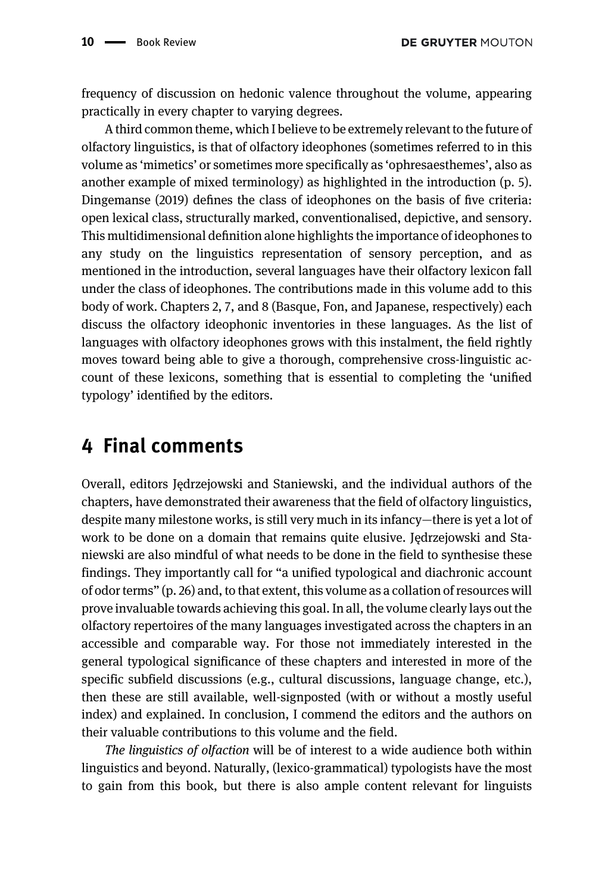frequency of discussion on hedonic valence throughout the volume, appearing practically in every chapter to varying degrees.

A third common theme, which I believe to be extremely relevant to the future of olfactory linguistics, is that of olfactory ideophones (sometimes referred to in this volume as 'mimetics' or sometimes more specifically as 'ophresaesthemes', also as another example of mixed terminology) as highlighted in the introduction (p. 5). Dingemanse (2019) defines the class of ideophones on the basis of five criteria: open lexical class, structurally marked, conventionalised, depictive, and sensory. This multidimensional definition alone highlights the importance of ideophones to any study on the linguistics representation of sensory perception, and as mentioned in the introduction, several languages have their olfactory lexicon fall under the class of ideophones. The contributions made in this volume add to this body of work. Chapters 2, 7, and 8 (Basque, Fon, and Japanese, respectively) each discuss the olfactory ideophonic inventories in these languages. As the list of languages with olfactory ideophones grows with this instalment, the field rightly moves toward being able to give a thorough, comprehensive cross-linguistic account of these lexicons, something that is essential to completing the 'unified typology' identified by the editors.

## 4 Final comments

Overall, editors Jędrzejowski and Staniewski, and the individual authors of the chapters, have demonstrated their awareness that the field of olfactory linguistics, despite many milestone works, is still very much in its infancy—there is yet a lot of work to be done on a domain that remains quite elusive. Jędrzejowski and Staniewski are also mindful of what needs to be done in the field to synthesise these findings. They importantly call for "a unified typological and diachronic account of odor terms" (p. 26) and, to that extent, this volume as a collation of resources will prove invaluable towards achieving this goal. In all, the volume clearly lays out the olfactory repertoires of the many languages investigated across the chapters in an accessible and comparable way. For those not immediately interested in the general typological significance of these chapters and interested in more of the specific subfield discussions (e.g., cultural discussions, language change, etc.), then these are still available, well-signposted (with or without a mostly useful index) and explained. In conclusion, I commend the editors and the authors on their valuable contributions to this volume and the field.

*The linguistics of olfaction* will be of interest to a wide audience both within linguistics and beyond. Naturally, (lexico-grammatical) typologists have the most to gain from this book, but there is also ample content relevant for linguists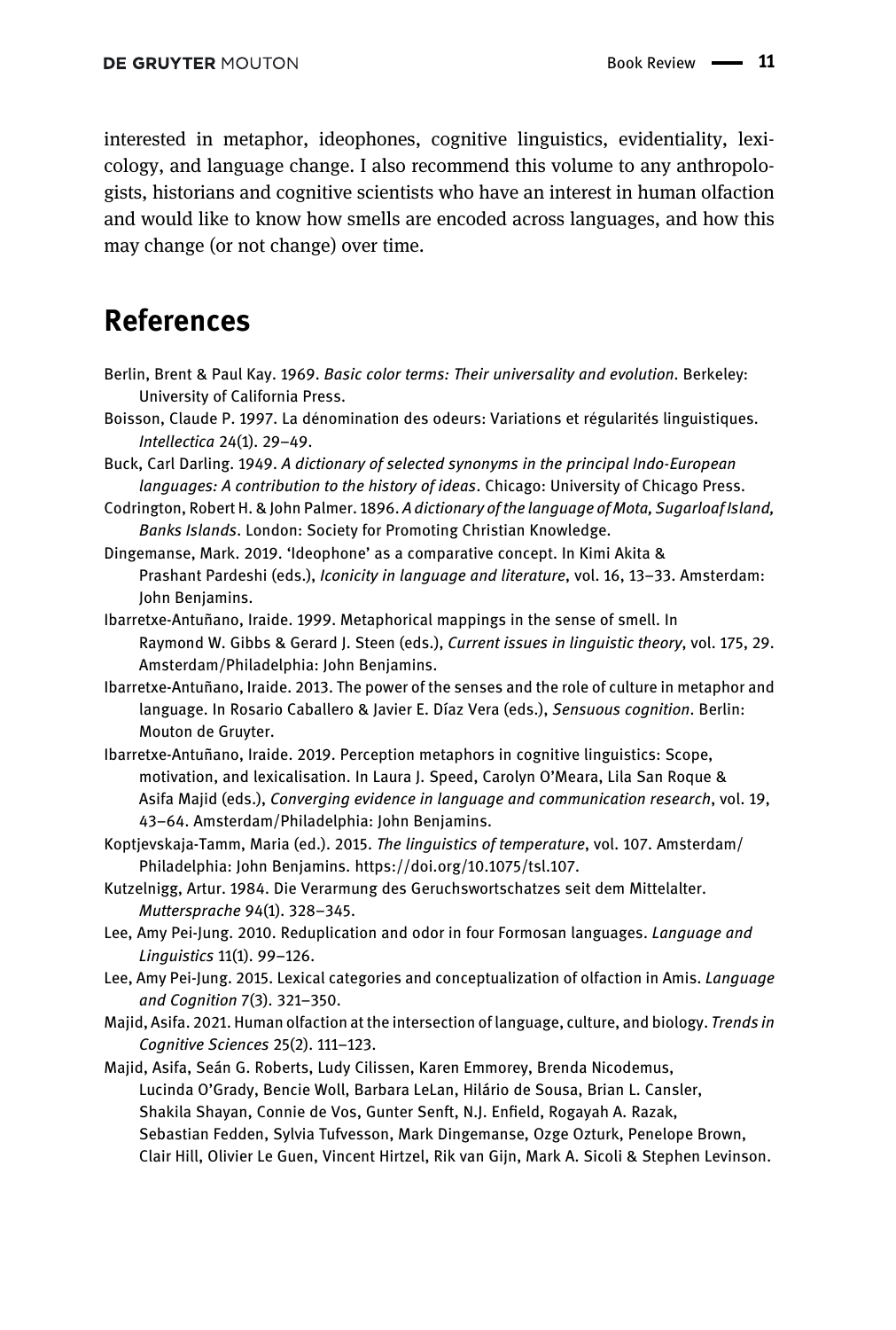interested in metaphor, ideophones, cognitive linguistics, evidentiality, lexicology, and language change. I also recommend this volume to any anthropologists, historians and cognitive scientists who have an interest in human olfaction and would like to know how smells are encoded across languages, and how this may change (or not change) over time.

## References

Berlin, Brent & Paul Kay. 1969. *Basic color terms: Their universality and evolution*. Berkeley: University of California Press.

Boisson, Claude P. 1997. La dénomination des odeurs: Variations et régularités linguistiques. *Intellectica* 24(1). 29–49.

Buck, Carl Darling. 1949. *A dictionary of selected synonyms in the principal Indo-European languages: A contribution to the history of ideas*. Chicago: University of Chicago Press.

Codrington, Robert H. & John Palmer. 1896. *A dictionary of the language of Mota, Sugarloaf Island, Banks Islands*. London: Society for Promoting Christian Knowledge.

Dingemanse, Mark. 2019. 'Ideophone' as a comparative concept. In Kimi Akita & Prashant Pardeshi (eds.), *Iconicity in language and literature*, vol. 16, 13–33. Amsterdam: John Benjamins.

Ibarretxe-Antuñano, Iraide. 1999. Metaphorical mappings in the sense of smell. In Raymond W. Gibbs & Gerard J. Steen (eds.), *Current issues in linguistic theory*, vol. 175, 29. Amsterdam/Philadelphia: John Benjamins.

Ibarretxe-Antuñano, Iraide. 2013. The power of the senses and the role of culture in metaphor and language. In Rosario Caballero & Javier E. Díaz Vera (eds.), *Sensuous cognition*. Berlin: Mouton de Gruyter.

Ibarretxe-Antuñano, Iraide. 2019. Perception metaphors in cognitive linguistics: Scope, motivation, and lexicalisation. In Laura J. Speed, Carolyn O'Meara, Lila San Roque & Asifa Majid (eds.), *Converging evidence in language and communication research*, vol. 19, 43–64. Amsterdam/Philadelphia: John Benjamins.

Koptjevskaja-Tamm, Maria (ed.). 2015. *The linguistics of temperature*, vol. 107. Amsterdam/Philadelphia: John Benjamins. https://doi.org/10.1075/tsl.107.

Kutzelnigg, Artur. 1984. Die Verarmung des Geruchswortschatzes seit dem Mittelalter. *Muttersprache* 94(1). 328–345.

Lee, Amy Pei-Jung. 2010. Reduplication and odor in four Formosan languages. *Language and Linguistics* 11(1). 99–126.

Lee, Amy Pei-Jung. 2015. Lexical categories and conceptualization of olfaction in Amis. *Language and Cognition* 7(3). 321–350.

Majid, Asifa. 2021. Human olfaction at the intersection of language, culture, and biology. *Trends in Cognitive Sciences* 25(2). 111–123.

Majid, Asifa, Seán G. Roberts, Ludy Cilissen, Karen Emmorey, Brenda Nicodemus, Lucinda O'Grady, Bencie Woll, Barbara LeLan, Hilário de Sousa, Brian L. Cansler, Shakila Shayan, Connie de Vos, Gunter Senft, N.J. Enfield, Rogayah A. Razak, Sebastian Fedden, Sylvia Tufvesson, Mark Dingemanse, Ozge Ozturk, Penelope Brown, Clair Hill, Olivier Le Guen, Vincent Hirtzel, Rik van Gijn, Mark A. Sicoli & Stephen Levinson.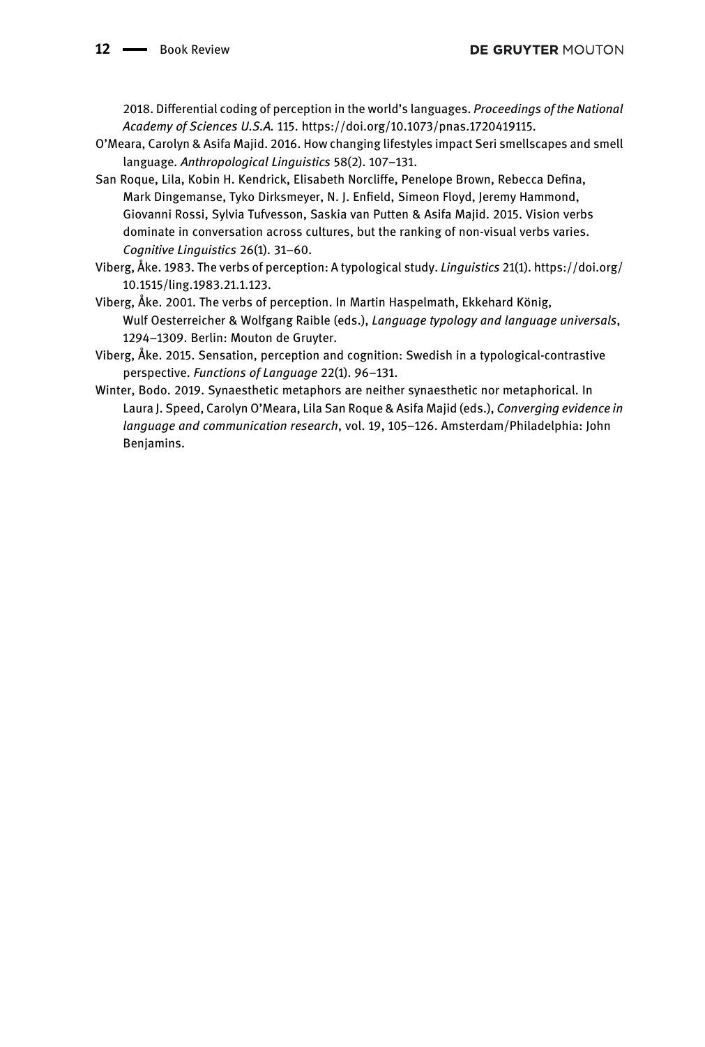2018. Differential coding of perception in the world's languages. *Proceedings of the National Academy of Sciences U.S.A.* 115. https://doi.org/10.1073/pnas.1720419115.

O'Meara, Carolyn & Asifa Majid. 2016. How changing lifestyles impact Seri smellscapes and smell language. *Anthropological Linguistics* 58(2). 107–131.

San Roque, Lila, Kobin H. Kendrick, Elisabeth Norcliffe, Penelope Brown, Rebecca Defina, Mark Dingemanse, Tyko Dirksmeyer, N. J. Enfield, Simeon Floyd, Jeremy Hammond, Giovanni Rossi, Sylvia Tufvesson, Saskia van Putten & Asifa Majid. 2015. Vision verbs dominate in conversation across cultures, but the ranking of non-visual verbs varies. *Cognitive Linguistics* 26(1). 31–60.

Viberg, Åke. 1983. The verbs of perception: A typological study. *Linguistics* 21(1). https://doi.org/10.1515/ling.1983.21.1.123.

Viberg, Åke. 2001. The verbs of perception. In Martin Haspelmath, Ekkehard König, Wulf Oesterreicher & Wolfgang Raible (eds.), *Language typology and language universals*, 1294–1309. Berlin: Mouton de Gruyter.

Viberg, Åke. 2015. Sensation, perception and cognition: Swedish in a typological-contrastive perspective. *Functions of Language* 22(1). 96–131.

Winter, Bodo. 2019. Synaesthetic metaphors are neither synaesthetic nor metaphorical. In Laura J. Speed, Carolyn O'Meara, Lila San Roque & Asifa Majid (eds.), *Converging evidence in language and communication research*, vol. 19, 105–126. Amsterdam/Philadelphia: John Benjamins.